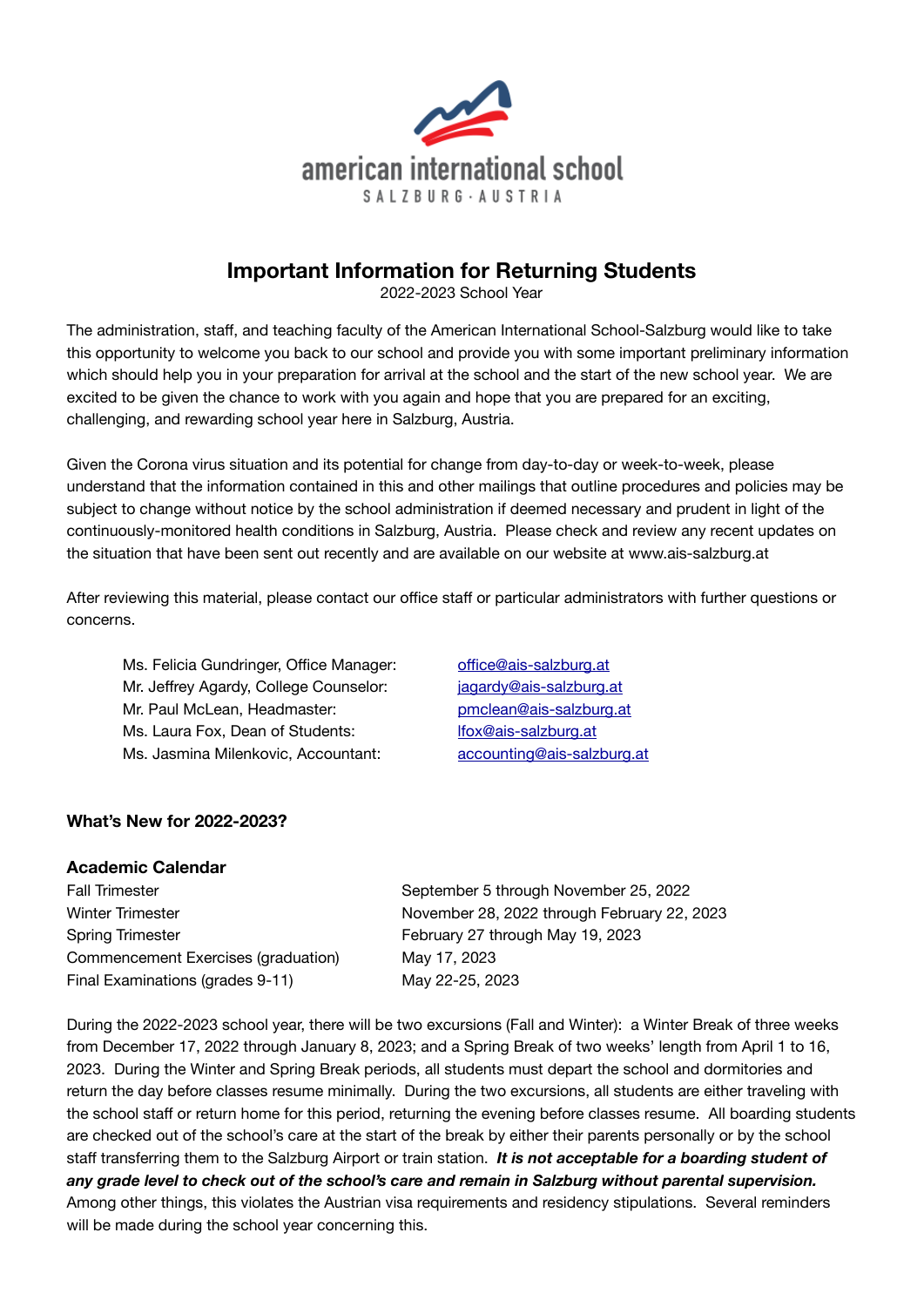american international school

SALZBURG · AUSTRIA

# Important Information for Returning Students

2022-2023 School Year

The administration, staff, and teaching faculty of the American International School-Salzburg would like to take this opportunity to welcome you back to our school and provide you with some important preliminary information which should help you in your preparation for arrival at the school and the start of the new school year. We are excited to be given the chance to work with you again and hope that you are prepared for an exciting, challenging, and rewarding school year here in Salzburg, Austria.

Given the Corona virus situation and its potential for change from day-to-day or week-to-week, please understand that the information contained in this and other mailings that outline procedures and policies may be subject to change without notice by the school administration if deemed necessary and prudent in light of the continuously-monitored health conditions in Salzburg, Austria. Please check and review any recent updates on the situation that have been sent out recently and are available on our website at www.ais-salzburg.at

After reviewing this material, please contact our office staff or particular administrators with further questions or concerns.

| | |
|---|---|
| Ms. Felicia Gundringer, Office Manager: | office@ais-salzburg.at |
| Mr. Jeffrey Agardy, College Counselor: | jagardy@ais-salzburg.at |
| Mr. Paul McLean, Headmaster: | pmclean@ais-salzburg.at |
| Ms. Laura Fox, Dean of Students: | lfox@ais-salzburg.at |
| Ms. Jasmina Milenkovic, Accountant: | accounting@ais-salzburg.at |

## What's New for 2022-2023?

### Academic Calendar

| | |
|---|---|
| Fall Trimester | September 5 through November 25, 2022 |
| Winter Trimester | November 28, 2022 through February 22, 2023 |
| Spring Trimester | February 27 through May 19, 2023 |
| Commencement Exercises (graduation) | May 17, 2023 |
| Final Examinations (grades 9-11) | May 22-25, 2023 |

During the 2022-2023 school year, there will be two excursions (Fall and Winter): a Winter Break of three weeks from December 17, 2022 through January 8, 2023; and a Spring Break of two weeks' length from April 1 to 16, 2023. During the Winter and Spring Break periods, all students must depart the school and dormitories and return the day before classes resume minimally. During the two excursions, all students are either traveling with the school staff or return home for this period, returning the evening before classes resume. All boarding students are checked out of the school's care at the start of the break by either their parents personally or by the school staff transferring them to the Salzburg Airport or train station. ***It is not acceptable for a boarding student of any grade level to check out of the school's care and remain in Salzburg without parental supervision.*** Among other things, this violates the Austrian visa requirements and residency stipulations. Several reminders will be made during the school year concerning this.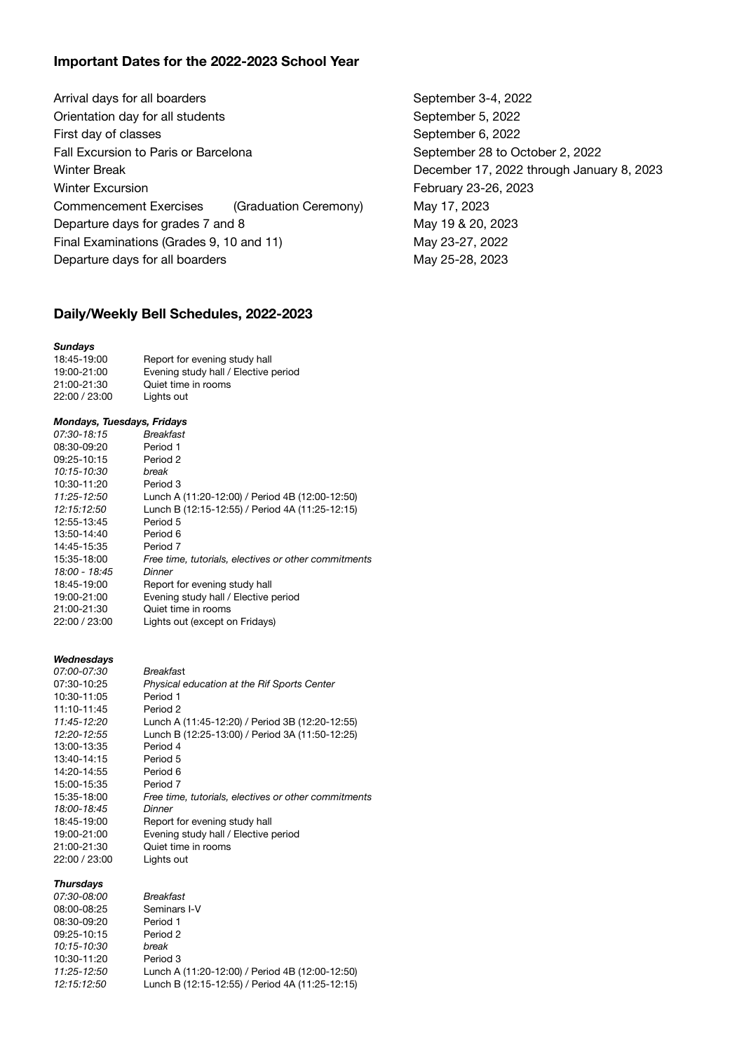## Important Dates for the 2022-2023 School Year

| | |
|---|---|
| Arrival days for all boarders | September 3-4, 2022 |
| Orientation day for all students | September 5, 2022 |
| First day of classes | September 6, 2022 |
| Fall Excursion to Paris or Barcelona | September 28 to October 2, 2022 |
| Winter Break | December 17, 2022 through January 8, 2023 |
| Winter Excursion | February 23-26, 2023 |
| Commencement Exercises (Graduation Ceremony) | May 17, 2023 |
| Departure days for grades 7 and 8 | May 19 & 20, 2023 |
| Final Examinations (Grades 9, 10 and 11) | May 23-27, 2022 |
| Departure days for all boarders | May 25-28, 2023 |

## Daily/Weekly Bell Schedules, 2022-2023

***Sundays***

| | |
|---|---|
| 18:45-19:00 | Report for evening study hall |
| 19:00-21:00 | Evening study hall / Elective period |
| 21:00-21:30 | Quiet time in rooms |
| 22:00 / 23:00 | Lights out |

***Mondays, Tuesdays, Fridays***

| | |
|---|---|
| *07:30-18:15* | *Breakfast* |
| 08:30-09:20 | Period 1 |
| 09:25-10:15 | Period 2 |
| *10:15-10:30* | *break* |
| 10:30-11:20 | Period 3 |
| *11:25-12:50* | Lunch A (11:20-12:00) / Period 4B (12:00-12:50) |
| *12:15:12:50* | Lunch B (12:15-12:55) / Period 4A (11:25-12:15) |
| 12:55-13:45 | Period 5 |
| 13:50-14:40 | Period 6 |
| 14:45-15:35 | Period 7 |
| 15:35-18:00 | *Free time, tutorials, electives or other commitments* |
| *18:00 - 18:45* | *Dinner* |
| 18:45-19:00 | Report for evening study hall |
| 19:00-21:00 | Evening study hall / Elective period |
| 21:00-21:30 | Quiet time in rooms |
| 22:00 / 23:00 | Lights out (except on Fridays) |

***Wednesdays***

| | |
|---|---|
| *07:00-07:30* | *Breakfast* |
| 07:30-10:25 | *Physical education at the Rif Sports Center* |
| 10:30-11:05 | Period 1 |
| 11:10-11:45 | Period 2 |
| *11:45-12:20* | Lunch A (11:45-12:20) / Period 3B (12:20-12:55) |
| *12:20-12:55* | Lunch B (12:25-13:00) / Period 3A (11:50-12:25) |
| 13:00-13:35 | Period 4 |
| 13:40-14:15 | Period 5 |
| 14:20-14:55 | Period 6 |
| 15:00-15:35 | Period 7 |
| 15:35-18:00 | *Free time, tutorials, electives or other commitments* |
| *18:00-18:45* | *Dinner* |
| 18:45-19:00 | Report for evening study hall |
| 19:00-21:00 | Evening study hall / Elective period |
| 21:00-21:30 | Quiet time in rooms |
| 22:00 / 23:00 | Lights out |

***Thursdays***

| | |
|---|---|
| *07:30-08:00* | *Breakfast* |
| 08:00-08:25 | Seminars I-V |
| 08:30-09:20 | Period 1 |
| 09:25-10:15 | Period 2 |
| *10:15-10:30* | *break* |
| 10:30-11:20 | Period 3 |
| *11:25-12:50* | Lunch A (11:20-12:00) / Period 4B (12:00-12:50) |
| *12:15:12:50* | Lunch B (12:15-12:55) / Period 4A (11:25-12:15) |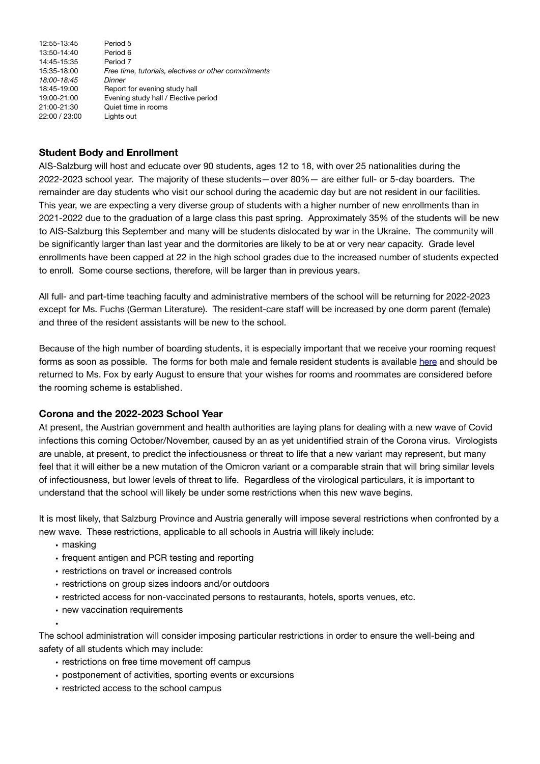| | |
|---|---|
| 12:55-13:45 | Period 5 |
| 13:50-14:40 | Period 6 |
| 14:45-15:35 | Period 7 |
| 15:35-18:00 | *Free time, tutorials, electives or other commitments* |
| *18:00-18:45* | *Dinner* |
| 18:45-19:00 | Report for evening study hall |
| 19:00-21:00 | Evening study hall / Elective period |
| 21:00-21:30 | Quiet time in rooms |
| 22:00 / 23:00 | Lights out |

### Student Body and Enrollment

AIS-Salzburg will host and educate over 90 students, ages 12 to 18, with over 25 nationalities during the 2022-2023 school year. The majority of these students—over 80%— are either full- or 5-day boarders. The remainder are day students who visit our school during the academic day but are not resident in our facilities. This year, we are expecting a very diverse group of students with a higher number of new enrollments than in 2021-2022 due to the graduation of a large class this past spring. Approximately 35% of the students will be new to AIS-Salzburg this September and many will be students dislocated by war in the Ukraine. The community will be significantly larger than last year and the dormitories are likely to be at or very near capacity. Grade level enrollments have been capped at 22 in the high school grades due to the increased number of students expected to enroll. Some course sections, therefore, will be larger than in previous years.

All full- and part-time teaching faculty and administrative members of the school will be returning for 2022-2023 except for Ms. Fuchs (German Literature). The resident-care staff will be increased by one dorm parent (female) and three of the resident assistants will be new to the school.

Because of the high number of boarding students, it is especially important that we receive your rooming request forms as soon as possible. The forms for both male and female resident students is available here and should be returned to Ms. Fox by early August to ensure that your wishes for rooms and roommates are considered before the rooming scheme is established.

### Corona and the 2022-2023 School Year

At present, the Austrian government and health authorities are laying plans for dealing with a new wave of Covid infections this coming October/November, caused by an as yet unidentified strain of the Corona virus. Virologists are unable, at present, to predict the infectiousness or threat to life that a new variant may represent, but many feel that it will either be a new mutation of the Omicron variant or a comparable strain that will bring similar levels of infectiousness, but lower levels of threat to life. Regardless of the virological particulars, it is important to understand that the school will likely be under some restrictions when this new wave begins.

It is most likely, that Salzburg Province and Austria generally will impose several restrictions when confronted by a new wave. These restrictions, applicable to all schools in Austria will likely include:

- masking
- frequent antigen and PCR testing and reporting
- restrictions on travel or increased controls
- restrictions on group sizes indoors and/or outdoors
- restricted access for non-vaccinated persons to restaurants, hotels, sports venues, etc.
- new vaccination requirements

The school administration will consider imposing particular restrictions in order to ensure the well-being and safety of all students which may include:

- restrictions on free time movement off campus
- postponement of activities, sporting events or excursions
- restricted access to the school campus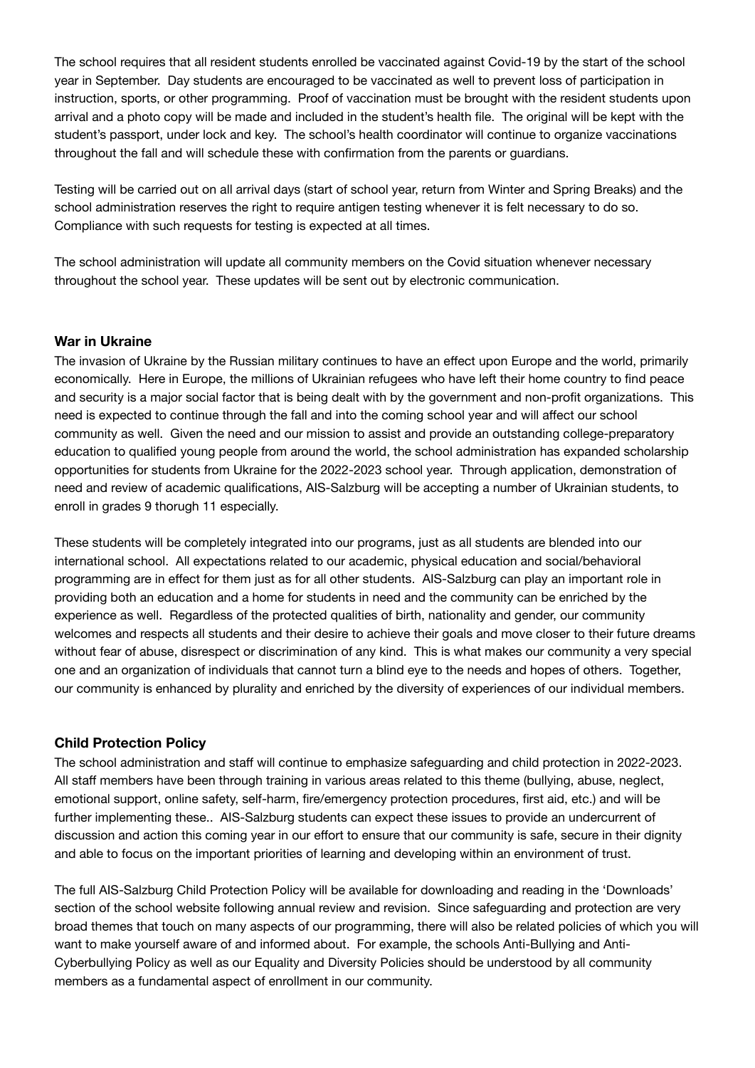The school requires that all resident students enrolled be vaccinated against Covid-19 by the start of the school year in September. Day students are encouraged to be vaccinated as well to prevent loss of participation in instruction, sports, or other programming. Proof of vaccination must be brought with the resident students upon arrival and a photo copy will be made and included in the student's health file. The original will be kept with the student's passport, under lock and key. The school's health coordinator will continue to organize vaccinations throughout the fall and will schedule these with confirmation from the parents or guardians.

Testing will be carried out on all arrival days (start of school year, return from Winter and Spring Breaks) and the school administration reserves the right to require antigen testing whenever it is felt necessary to do so. Compliance with such requests for testing is expected at all times.

The school administration will update all community members on the Covid situation whenever necessary throughout the school year. These updates will be sent out by electronic communication.

**War in Ukraine**

The invasion of Ukraine by the Russian military continues to have an effect upon Europe and the world, primarily economically. Here in Europe, the millions of Ukrainian refugees who have left their home country to find peace and security is a major social factor that is being dealt with by the government and non-profit organizations. This need is expected to continue through the fall and into the coming school year and will affect our school community as well. Given the need and our mission to assist and provide an outstanding college-preparatory education to qualified young people from around the world, the school administration has expanded scholarship opportunities for students from Ukraine for the 2022-2023 school year. Through application, demonstration of need and review of academic qualifications, AIS-Salzburg will be accepting a number of Ukrainian students, to enroll in grades 9 thorugh 11 especially.

These students will be completely integrated into our programs, just as all students are blended into our international school. All expectations related to our academic, physical education and social/behavioral programming are in effect for them just as for all other students. AIS-Salzburg can play an important role in providing both an education and a home for students in need and the community can be enriched by the experience as well. Regardless of the protected qualities of birth, nationality and gender, our community welcomes and respects all students and their desire to achieve their goals and move closer to their future dreams without fear of abuse, disrespect or discrimination of any kind. This is what makes our community a very special one and an organization of individuals that cannot turn a blind eye to the needs and hopes of others. Together, our community is enhanced by plurality and enriched by the diversity of experiences of our individual members.

**Child Protection Policy**

The school administration and staff will continue to emphasize safeguarding and child protection in 2022-2023. All staff members have been through training in various areas related to this theme (bullying, abuse, neglect, emotional support, online safety, self-harm, fire/emergency protection procedures, first aid, etc.) and will be further implementing these.. AIS-Salzburg students can expect these issues to provide an undercurrent of discussion and action this coming year in our effort to ensure that our community is safe, secure in their dignity and able to focus on the important priorities of learning and developing within an environment of trust.

The full AIS-Salzburg Child Protection Policy will be available for downloading and reading in the 'Downloads' section of the school website following annual review and revision. Since safeguarding and protection are very broad themes that touch on many aspects of our programming, there will also be related policies of which you will want to make yourself aware of and informed about. For example, the schools Anti-Bullying and Anti-Cyberbullying Policy as well as our Equality and Diversity Policies should be understood by all community members as a fundamental aspect of enrollment in our community.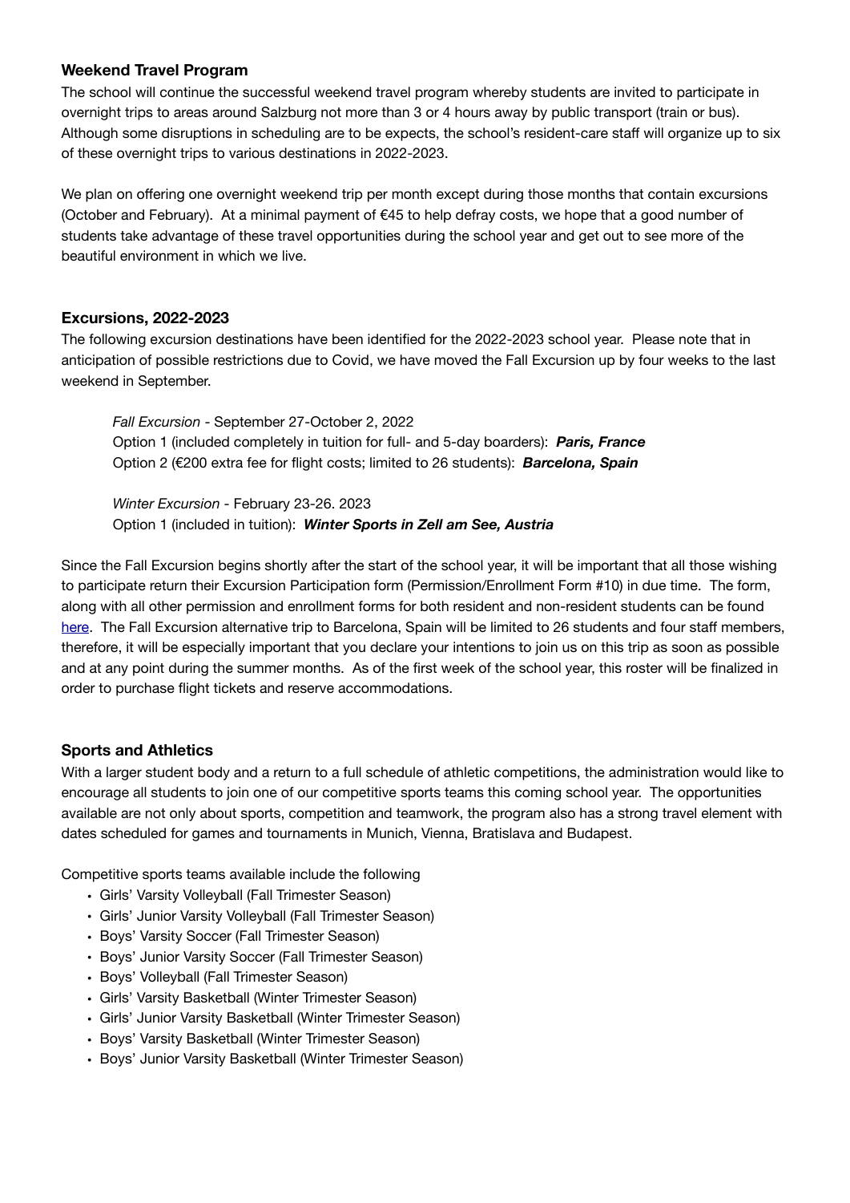### Weekend Travel Program

The school will continue the successful weekend travel program whereby students are invited to participate in overnight trips to areas around Salzburg not more than 3 or 4 hours away by public transport (train or bus). Although some disruptions in scheduling are to be expects, the school's resident-care staff will organize up to six of these overnight trips to various destinations in 2022-2023.

We plan on offering one overnight weekend trip per month except during those months that contain excursions (October and February). At a minimal payment of €45 to help defray costs, we hope that a good number of students take advantage of these travel opportunities during the school year and get out to see more of the beautiful environment in which we live.

### Excursions, 2022-2023

The following excursion destinations have been identified for the 2022-2023 school year. Please note that in anticipation of possible restrictions due to Covid, we have moved the Fall Excursion up by four weeks to the last weekend in September.

> *Fall Excursion* - September 27-October 2, 2022
> Option 1 (included completely in tuition for full- and 5-day boarders): ***Paris, France***
> Option 2 (€200 extra fee for flight costs; limited to 26 students): ***Barcelona, Spain***
>
> *Winter Excursion* - February 23-26. 2023
> Option 1 (included in tuition): ***Winter Sports in Zell am See, Austria***

Since the Fall Excursion begins shortly after the start of the school year, it will be important that all those wishing to participate return their Excursion Participation form (Permission/Enrollment Form #10) in due time. The form, along with all other permission and enrollment forms for both resident and non-resident students can be found here. The Fall Excursion alternative trip to Barcelona, Spain will be limited to 26 students and four staff members, therefore, it will be especially important that you declare your intentions to join us on this trip as soon as possible and at any point during the summer months. As of the first week of the school year, this roster will be finalized in order to purchase flight tickets and reserve accommodations.

### Sports and Athletics

With a larger student body and a return to a full schedule of athletic competitions, the administration would like to encourage all students to join one of our competitive sports teams this coming school year. The opportunities available are not only about sports, competition and teamwork, the program also has a strong travel element with dates scheduled for games and tournaments in Munich, Vienna, Bratislava and Budapest.

Competitive sports teams available include the following

- Girls' Varsity Volleyball (Fall Trimester Season)
- Girls' Junior Varsity Volleyball (Fall Trimester Season)
- Boys' Varsity Soccer (Fall Trimester Season)
- Boys' Junior Varsity Soccer (Fall Trimester Season)
- Boys' Volleyball (Fall Trimester Season)
- Girls' Varsity Basketball (Winter Trimester Season)
- Girls' Junior Varsity Basketball (Winter Trimester Season)
- Boys' Varsity Basketball (Winter Trimester Season)
- Boys' Junior Varsity Basketball (Winter Trimester Season)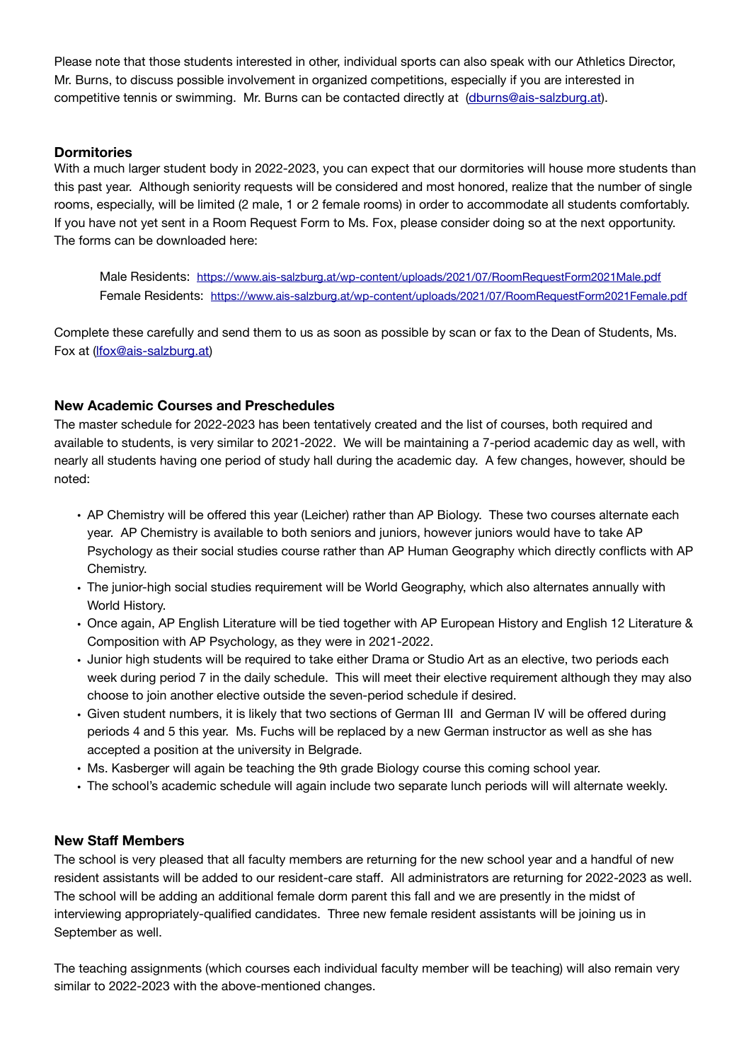Please note that those students interested in other, individual sports can also speak with our Athletics Director, Mr. Burns, to discuss possible involvement in organized competitions, especially if you are interested in competitive tennis or swimming. Mr. Burns can be contacted directly at ([dburns@ais-salzburg.at](mailto:dburns@ais-salzburg.at)).

### Dormitories

With a much larger student body in 2022-2023, you can expect that our dormitories will house more students than this past year. Although seniority requests will be considered and most honored, realize that the number of single rooms, especially, will be limited (2 male, 1 or 2 female rooms) in order to accommodate all students comfortably. If you have not yet sent in a Room Request Form to Ms. Fox, please consider doing so at the next opportunity. The forms can be downloaded here:

> Male Residents: [https://www.ais-salzburg.at/wp-content/uploads/2021/07/RoomRequestForm2021Male.pdf](https://www.ais-salzburg.at/wp-content/uploads/2021/07/RoomRequestForm2021Male.pdf)
> Female Residents: [https://www.ais-salzburg.at/wp-content/uploads/2021/07/RoomRequestForm2021Female.pdf](https://www.ais-salzburg.at/wp-content/uploads/2021/07/RoomRequestForm2021Female.pdf)

Complete these carefully and send them to us as soon as possible by scan or fax to the Dean of Students, Ms. Fox at ([lfox@ais-salzburg.at](mailto:lfox@ais-salzburg.at))

### New Academic Courses and Preschedules

The master schedule for 2022-2023 has been tentatively created and the list of courses, both required and available to students, is very similar to 2021-2022. We will be maintaining a 7-period academic day as well, with nearly all students having one period of study hall during the academic day. A few changes, however, should be noted:

- AP Chemistry will be offered this year (Leicher) rather than AP Biology. These two courses alternate each year. AP Chemistry is available to both seniors and juniors, however juniors would have to take AP Psychology as their social studies course rather than AP Human Geography which directly conflicts with AP Chemistry.
- The junior-high social studies requirement will be World Geography, which also alternates annually with World History.
- Once again, AP English Literature will be tied together with AP European History and English 12 Literature & Composition with AP Psychology, as they were in 2021-2022.
- Junior high students will be required to take either Drama or Studio Art as an elective, two periods each week during period 7 in the daily schedule. This will meet their elective requirement although they may also choose to join another elective outside the seven-period schedule if desired.
- Given student numbers, it is likely that two sections of German III and German IV will be offered during periods 4 and 5 this year. Ms. Fuchs will be replaced by a new German instructor as well as she has accepted a position at the university in Belgrade.
- Ms. Kasberger will again be teaching the 9th grade Biology course this coming school year.
- The school's academic schedule will again include two separate lunch periods will will alternate weekly.

### New Staff Members

The school is very pleased that all faculty members are returning for the new school year and a handful of new resident assistants will be added to our resident-care staff. All administrators are returning for 2022-2023 as well. The school will be adding an additional female dorm parent this fall and we are presently in the midst of interviewing appropriately-qualified candidates. Three new female resident assistants will be joining us in September as well.

The teaching assignments (which courses each individual faculty member will be teaching) will also remain very similar to 2022-2023 with the above-mentioned changes.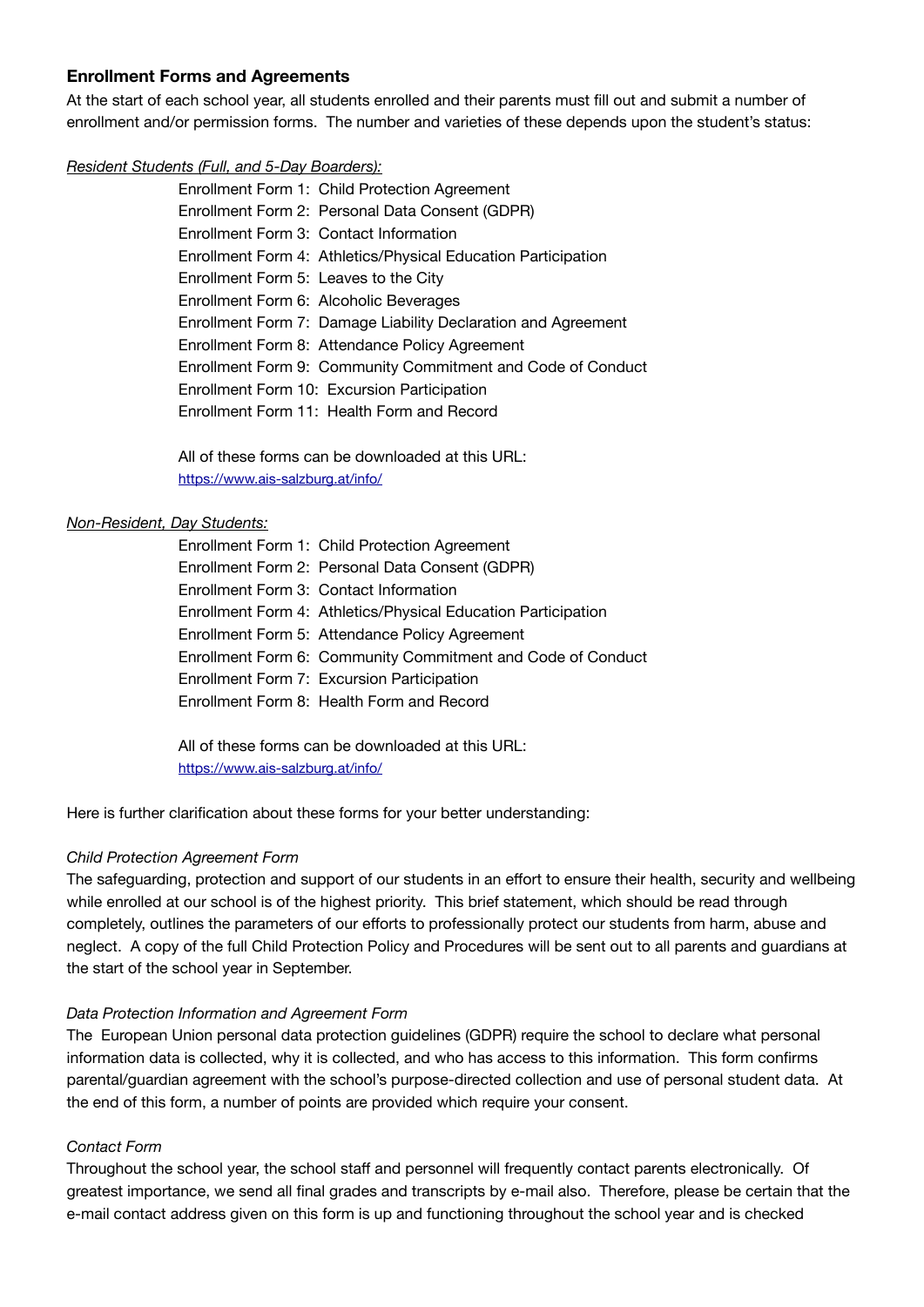## Enrollment Forms and Agreements

At the start of each school year, all students enrolled and their parents must fill out and submit a number of enrollment and/or permission forms. The number and varieties of these depends upon the student's status:

*Resident Students (Full, and 5-Day Boarders):*

Enrollment Form 1: Child Protection Agreement
Enrollment Form 2: Personal Data Consent (GDPR)
Enrollment Form 3: Contact Information
Enrollment Form 4: Athletics/Physical Education Participation
Enrollment Form 5: Leaves to the City
Enrollment Form 6: Alcoholic Beverages
Enrollment Form 7: Damage Liability Declaration and Agreement
Enrollment Form 8: Attendance Policy Agreement
Enrollment Form 9: Community Commitment and Code of Conduct
Enrollment Form 10: Excursion Participation
Enrollment Form 11: Health Form and Record

All of these forms can be downloaded at this URL:
https://www.ais-salzburg.at/info/

*Non-Resident, Day Students:*

Enrollment Form 1: Child Protection Agreement
Enrollment Form 2: Personal Data Consent (GDPR)
Enrollment Form 3: Contact Information
Enrollment Form 4: Athletics/Physical Education Participation
Enrollment Form 5: Attendance Policy Agreement
Enrollment Form 6: Community Commitment and Code of Conduct
Enrollment Form 7: Excursion Participation
Enrollment Form 8: Health Form and Record

All of these forms can be downloaded at this URL:
https://www.ais-salzburg.at/info/

Here is further clarification about these forms for your better understanding:

*Child Protection Agreement Form*

The safeguarding, protection and support of our students in an effort to ensure their health, security and wellbeing while enrolled at our school is of the highest priority. This brief statement, which should be read through completely, outlines the parameters of our efforts to professionally protect our students from harm, abuse and neglect. A copy of the full Child Protection Policy and Procedures will be sent out to all parents and guardians at the start of the school year in September.

*Data Protection Information and Agreement Form*

The European Union personal data protection guidelines (GDPR) require the school to declare what personal information data is collected, why it is collected, and who has access to this information. This form confirms parental/guardian agreement with the school's purpose-directed collection and use of personal student data. At the end of this form, a number of points are provided which require your consent.

*Contact Form*

Throughout the school year, the school staff and personnel will frequently contact parents electronically. Of greatest importance, we send all final grades and transcripts by e-mail also. Therefore, please be certain that the e-mail contact address given on this form is up and functioning throughout the school year and is checked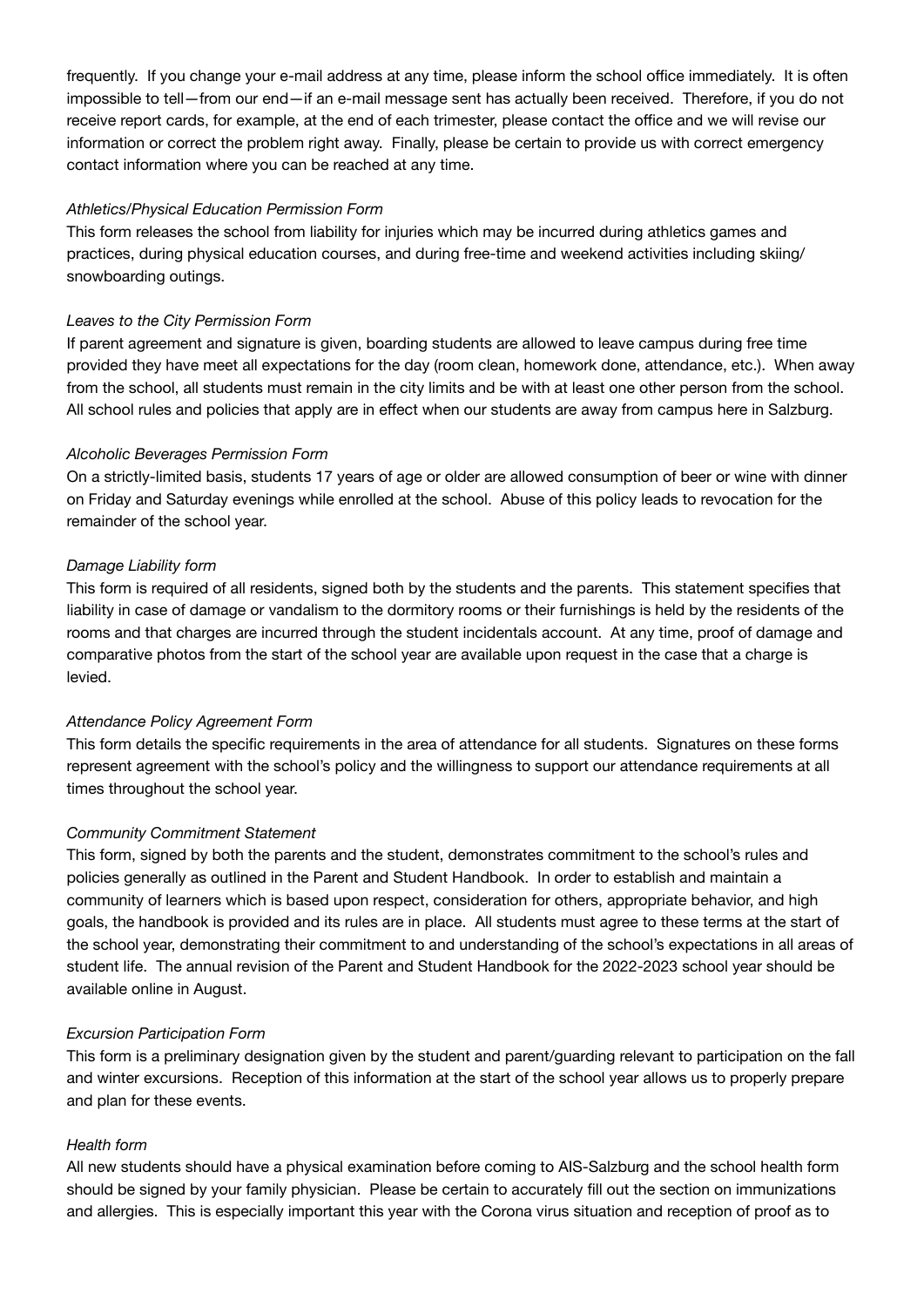frequently. If you change your e-mail address at any time, please inform the school office immediately. It is often impossible to tell—from our end—if an e-mail message sent has actually been received. Therefore, if you do not receive report cards, for example, at the end of each trimester, please contact the office and we will revise our information or correct the problem right away. Finally, please be certain to provide us with correct emergency contact information where you can be reached at any time.

*Athletics/Physical Education Permission Form*

This form releases the school from liability for injuries which may be incurred during athletics games and practices, during physical education courses, and during free-time and weekend activities including skiing/snowboarding outings.

*Leaves to the City Permission Form*

If parent agreement and signature is given, boarding students are allowed to leave campus during free time provided they have meet all expectations for the day (room clean, homework done, attendance, etc.). When away from the school, all students must remain in the city limits and be with at least one other person from the school. All school rules and policies that apply are in effect when our students are away from campus here in Salzburg.

*Alcoholic Beverages Permission Form*

On a strictly-limited basis, students 17 years of age or older are allowed consumption of beer or wine with dinner on Friday and Saturday evenings while enrolled at the school. Abuse of this policy leads to revocation for the remainder of the school year.

*Damage Liability form*

This form is required of all residents, signed both by the students and the parents. This statement specifies that liability in case of damage or vandalism to the dormitory rooms or their furnishings is held by the residents of the rooms and that charges are incurred through the student incidentals account. At any time, proof of damage and comparative photos from the start of the school year are available upon request in the case that a charge is levied.

*Attendance Policy Agreement Form*

This form details the specific requirements in the area of attendance for all students. Signatures on these forms represent agreement with the school's policy and the willingness to support our attendance requirements at all times throughout the school year.

*Community Commitment Statement*

This form, signed by both the parents and the student, demonstrates commitment to the school's rules and policies generally as outlined in the Parent and Student Handbook. In order to establish and maintain a community of learners which is based upon respect, consideration for others, appropriate behavior, and high goals, the handbook is provided and its rules are in place. All students must agree to these terms at the start of the school year, demonstrating their commitment to and understanding of the school's expectations in all areas of student life. The annual revision of the Parent and Student Handbook for the 2022-2023 school year should be available online in August.

*Excursion Participation Form*

This form is a preliminary designation given by the student and parent/guarding relevant to participation on the fall and winter excursions. Reception of this information at the start of the school year allows us to properly prepare and plan for these events.

*Health form*

All new students should have a physical examination before coming to AIS-Salzburg and the school health form should be signed by your family physician. Please be certain to accurately fill out the section on immunizations and allergies. This is especially important this year with the Corona virus situation and reception of proof as to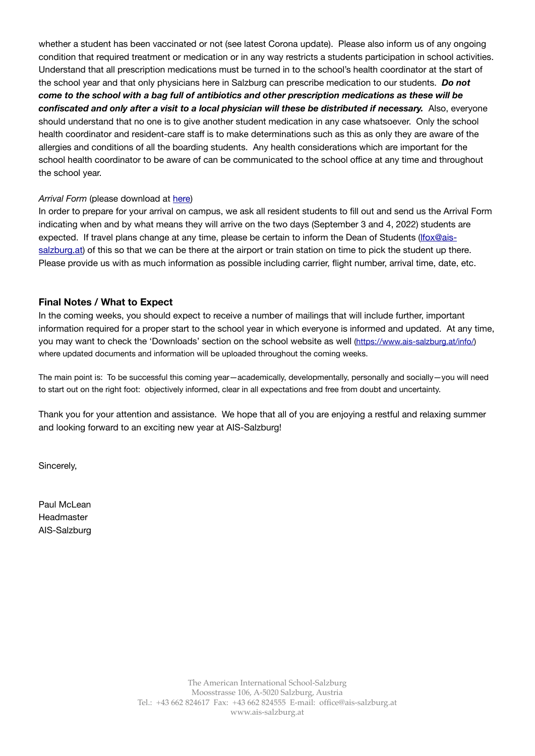whether a student has been vaccinated or not (see latest Corona update). Please also inform us of any ongoing condition that required treatment or medication or in any way restricts a students participation in school activities. Understand that all prescription medications must be turned in to the school's health coordinator at the start of the school year and that only physicians here in Salzburg can prescribe medication to our students. ***Do not come to the school with a bag full of antibiotics and other prescription medications as these will be confiscated and only after a visit to a local physician will these be distributed if necessary.*** Also, everyone should understand that no one is to give another student medication in any case whatsoever. Only the school health coordinator and resident-care staff is to make determinations such as this as only they are aware of the allergies and conditions of all the boarding students. Any health considerations which are important for the school health coordinator to be aware of can be communicated to the school office at any time and throughout the school year.

*Arrival Form* (please download at here)
In order to prepare for your arrival on campus, we ask all resident students to fill out and send us the Arrival Form indicating when and by what means they will arrive on the two days (September 3 and 4, 2022) students are expected. If travel plans change at any time, please be certain to inform the Dean of Students (lfox@ais-salzburg.at) of this so that we can be there at the airport or train station on time to pick the student up there. Please provide us with as much information as possible including carrier, flight number, arrival time, date, etc.

### Final Notes / What to Expect

In the coming weeks, you should expect to receive a number of mailings that will include further, important information required for a proper start to the school year in which everyone is informed and updated. At any time, you may want to check the 'Downloads' section on the school website as well (https://www.ais-salzburg.at/info/) where updated documents and information will be uploaded throughout the coming weeks.

The main point is: To be successful this coming year—academically, developmentally, personally and socially—you will need to start out on the right foot: objectively informed, clear in all expectations and free from doubt and uncertainty.

Thank you for your attention and assistance. We hope that all of you are enjoying a restful and relaxing summer and looking forward to an exciting new year at AIS-Salzburg!

Sincerely,

Paul McLean
Headmaster
AIS-Salzburg

The American International School-Salzburg
Moosstrasse 106, A-5020 Salzburg, Austria
Tel.: +43 662 824617 Fax: +43 662 824555 E-mail: office@ais-salzburg.at
www.ais-salzburg.at